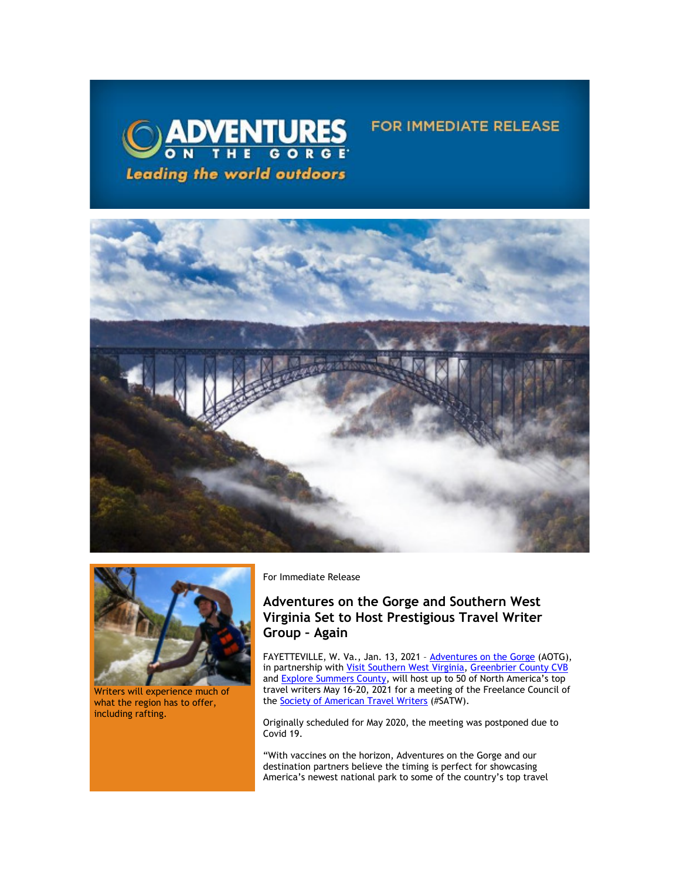ADVENTURES ON THE GORGE

Leading the world outdoors

FOR IMMEDIATE RELEASE

Writers will experience much of what the region has to offer, including rafting.

For Immediate Release

## Adventures on the Gorge and Southern West Virginia Set to Host Prestigious Travel Writer Group – Again

FAYETTEVILLE, W. Va., Jan. 13, 2021 – Adventures on the Gorge (AOTG), in partnership with Visit Southern West Virginia, Greenbrier County CVB and Explore Summers County, will host up to 50 of North America's top travel writers May 16-20, 2021 for a meeting of the Freelance Council of the Society of American Travel Writers (#SATW).

Originally scheduled for May 2020, the meeting was postponed due to Covid 19.

"With vaccines on the horizon, Adventures on the Gorge and our destination partners believe the timing is perfect for showcasing America's newest national park to some of the country's top travel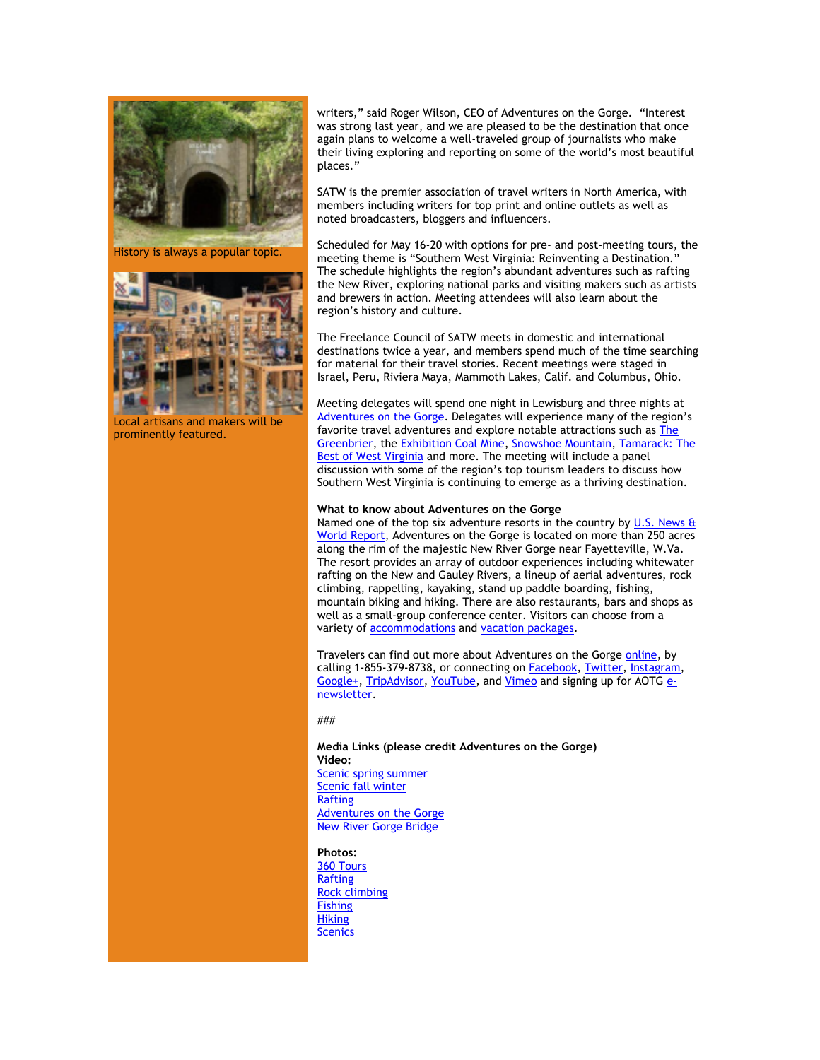History is always a popular topic.

Local artisans and makers will be prominently featured.

writers," said Roger Wilson, CEO of Adventures on the Gorge. "Interest was strong last year, and we are pleased to be the destination that once again plans to welcome a well-traveled group of journalists who make their living exploring and reporting on some of the world's most beautiful places."

SATW is the premier association of travel writers in North America, with members including writers for top print and online outlets as well as noted broadcasters, bloggers and influencers.

Scheduled for May 16-20 with options for pre- and post-meeting tours, the meeting theme is "Southern West Virginia: Reinventing a Destination." The schedule highlights the region's abundant adventures such as rafting the New River, exploring national parks and visiting makers such as artists and brewers in action. Meeting attendees will also learn about the region's history and culture.

The Freelance Council of SATW meets in domestic and international destinations twice a year, and members spend much of the time searching for material for their travel stories. Recent meetings were staged in Israel, Peru, Riviera Maya, Mammoth Lakes, Calif. and Columbus, Ohio.

Meeting delegates will spend one night in Lewisburg and three nights at Adventures on the Gorge. Delegates will experience many of the region's favorite travel adventures and explore notable attractions such as The Greenbrier, the Exhibition Coal Mine, Snowshoe Mountain, Tamarack: The Best of West Virginia and more. The meeting will include a panel discussion with some of the region's top tourism leaders to discuss how Southern West Virginia is continuing to emerge as a thriving destination.

**What to know about Adventures on the Gorge**

Named one of the top six adventure resorts in the country by U.S. News & World Report, Adventures on the Gorge is located on more than 250 acres along the rim of the majestic New River Gorge near Fayetteville, W.Va. The resort provides an array of outdoor experiences including whitewater rafting on the New and Gauley Rivers, a lineup of aerial adventures, rock climbing, rappelling, kayaking, stand up paddle boarding, fishing, mountain biking and hiking. There are also restaurants, bars and shops as well as a small-group conference center. Visitors can choose from a variety of accommodations and vacation packages.

Travelers can find out more about Adventures on the Gorge online, by calling 1-855-379-8738, or connecting on Facebook, Twitter, Instagram, Google+, TripAdvisor, YouTube, and Vimeo and signing up for AOTG e-newsletter.

###

**Media Links (please credit Adventures on the Gorge)**
**Video:**
Scenic spring summer
Scenic fall winter
Rafting
Adventures on the Gorge
New River Gorge Bridge

**Photos:**
360 Tours
Rafting
Rock climbing
Fishing
Hiking
Scenics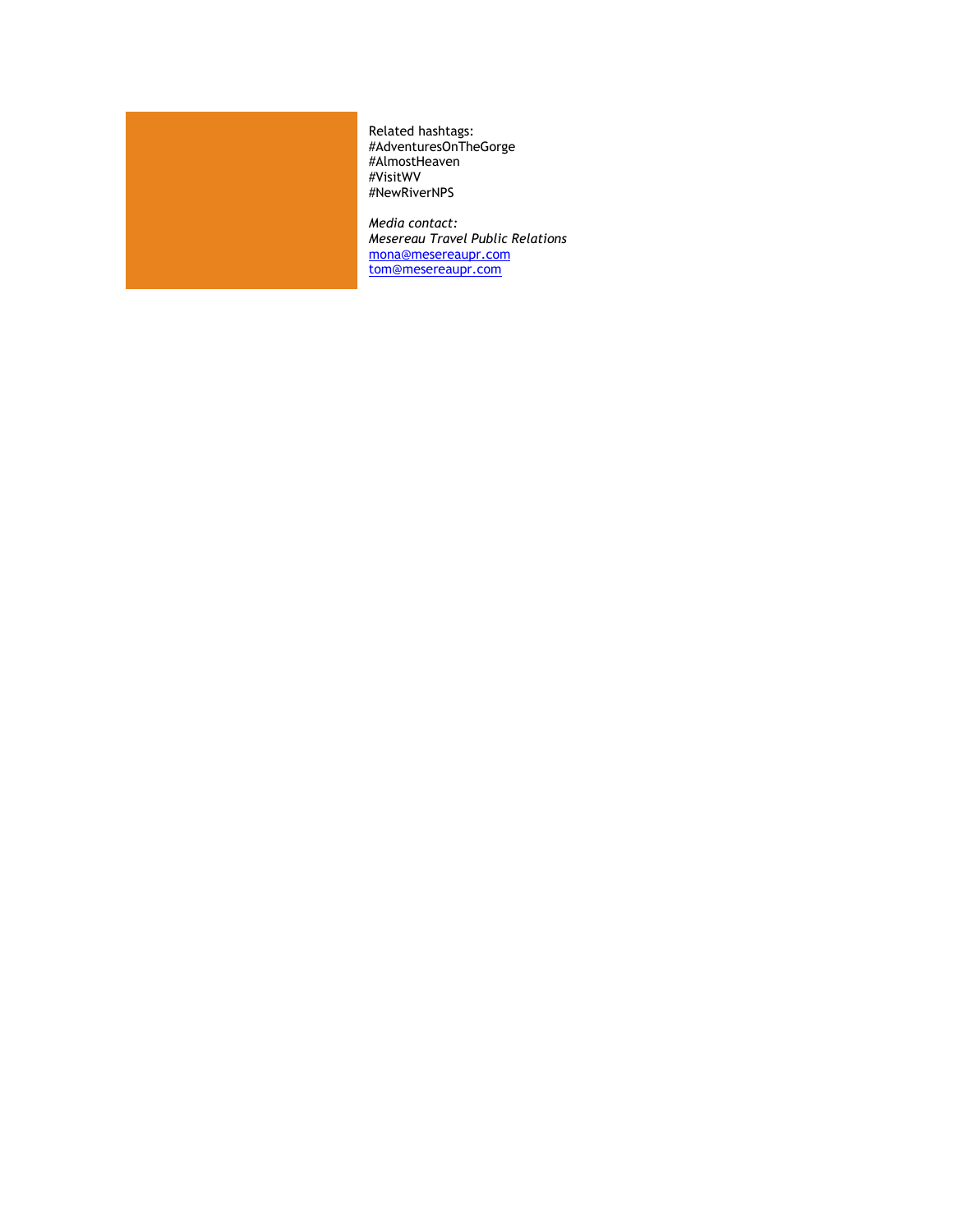Related hashtags:
#AdventuresOnTheGorge
#AlmostHeaven
#VisitWV
#NewRiverNPS

*Media contact:*
*Mesereau Travel Public Relations*
mona@mesereaupr.com
tom@mesereaupr.com